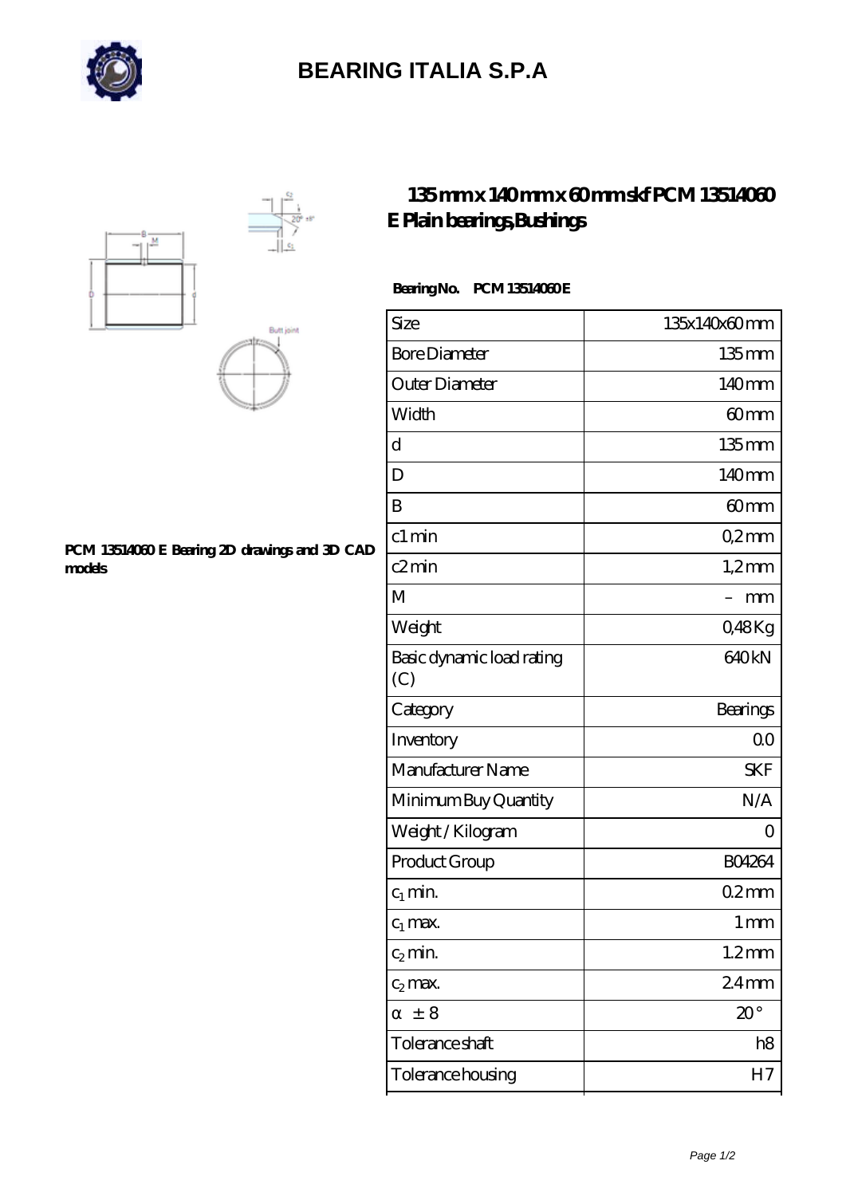# BEARING ITALIA S.P.A

## 135 mm x 140 mm x 60 mm skf PCM 13514060 E Plain bearings,Bushings

**PCM 13514060 E Bearing 2D drawings and 3D CAD models**

**Bearing No. PCM 13514060 E**

| Size | 135x140x60 mm |
|---|---|
| Bore Diameter | 135 mm |
| Outer Diameter | 140 mm |
| Width | 60 mm |
| d | 135 mm |
| D | 140 mm |
| B | 60 mm |
| c1 min | 0,2 mm |
| c2 min | 1,2 mm |
| M | – mm |
| Weight | 0,48 Kg |
| Basic dynamic load rating (C) | 640 kN |
| Category | Bearings |
| Inventory | 0.0 |
| Manufacturer Name | SKF |
| Minimum Buy Quantity | N/A |
| Weight / Kilogram | 0 |
| Product Group | B04264 |
| $c_1$ min. | 0.2 mm |
| $c_1$ max. | 1 mm |
| $c_2$ min. | 1.2 mm |
| $c_2$ max. | 2.4 mm |
| α ± 8 | 20 ° |
| Tolerance shaft | h8 |
| Tolerance housing | H7 |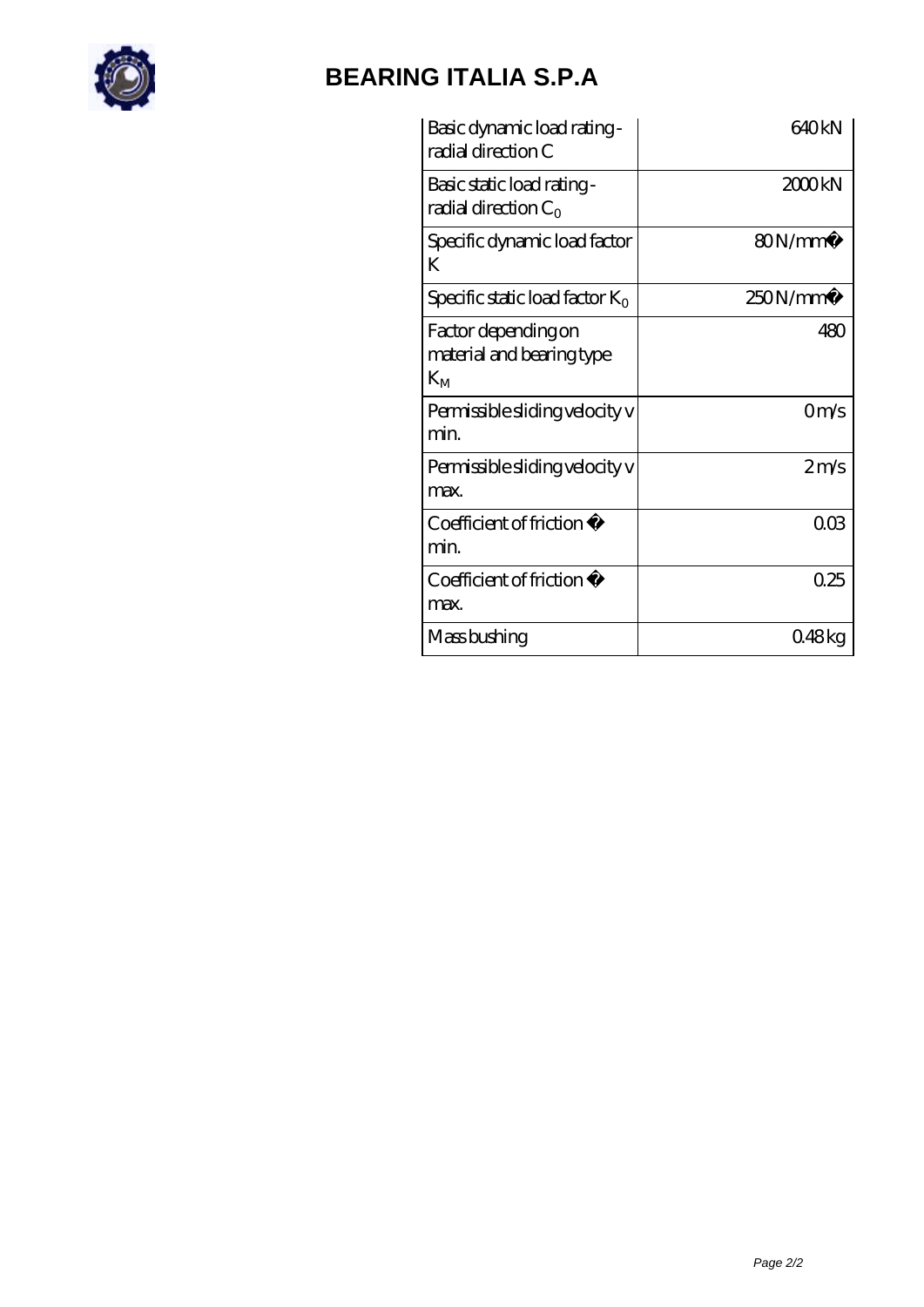# BEARING ITALIA S.P.A

| | |
|---|---|
| Basic dynamic load rating - radial direction C | 640 kN |
| Basic static load rating - radial direction $C_0$ | 2000 kN |
| Specific dynamic load factor K | 80 N/mm� |
| Specific static load factor $K_0$ | 250 N/mm� |
| Factor depending on material and bearing type $K_M$ | 480 |
| Permissible sliding velocity v min. | 0 m/s |
| Permissible sliding velocity v max. | 2 m/s |
| Coefficient of friction � min. | 0.03 |
| Coefficient of friction � max. | 0.25 |
| Mass bushing | 0.48 kg |